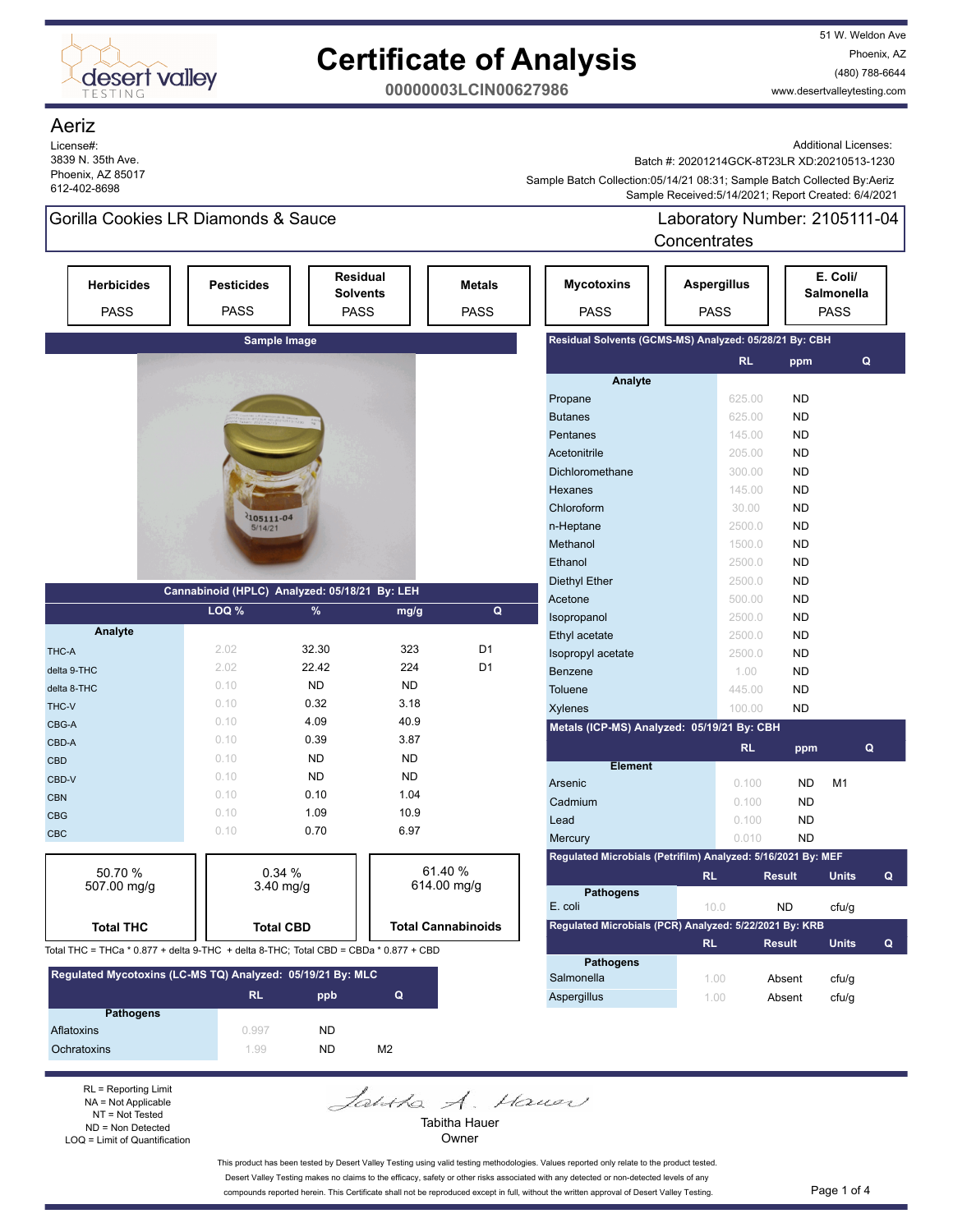# Certificate of Analysis

**00000003LCIN00627986**

desert valley TESTING

51 W. Weldon Ave
Phoenix, AZ
(480) 788-6644
www.desertvalleytesting.com

## Aeriz

License#:
3839 N. 35th Ave.
Phoenix, AZ 85017
612-402-8698

Additional Licenses:
Batch #: 20201214GCK-8T23LR XD:20210513-1230
Sample Batch Collection:05/14/21 08:31; Sample Batch Collected By:Aeriz
Sample Received:5/14/2021; Report Created: 6/4/2021

**Gorilla Cookies LR Diamonds & Sauce**

Laboratory Number: 2105111-04
Concentrates

| Herbicides | Pesticides | Residual Solvents | Metals | Mycotoxins | Aspergillus | E. Coli/ Salmonella |
|---|---|---|---|---|---|---|
| PASS | PASS | PASS | PASS | PASS | PASS | PASS |

**Sample Image**

### Cannabinoid (HPLC) Analyzed: 05/18/21 By: LEH

| Analyte | LOQ % | % | mg/g | Q |
|---|---|---|---|---|
| THC-A | 2.02 | 32.30 | 323 | D1 |
| delta 9-THC | 2.02 | 22.42 | 224 | D1 |
| delta 8-THC | 0.10 | ND | ND | |
| THC-V | 0.10 | 0.32 | 3.18 | |
| CBG-A | 0.10 | 4.09 | 40.9 | |
| CBD-A | 0.10 | 0.39 | 3.87 | |
| CBD | 0.10 | ND | ND | |
| CBD-V | 0.10 | ND | ND | |
| CBN | 0.10 | 0.10 | 1.04 | |
| CBG | 0.10 | 1.09 | 10.9 | |
| CBC | 0.10 | 0.70 | 6.97 | |

| Total THC | Total CBD | Total Cannabinoids |
|---|---|---|
| 50.70 % 507.00 mg/g | 0.34 % 3.40 mg/g | 61.40 % 614.00 mg/g |

Total THC = THCa * 0.877 + delta 9-THC + delta 8-THC; Total CBD = CBDa * 0.877 + CBD

### Regulated Mycotoxins (LC-MS TQ) Analyzed: 05/19/21 By: MLC

| Pathogens | RL | ppb | Q |
|---|---|---|---|
| Aflatoxins | 0.997 | ND | |
| Ochratoxins | 1.99 | ND | M2 |

### Residual Solvents (GCMS-MS) Analyzed: 05/28/21 By: CBH

| Analyte | RL | ppm | Q |
|---|---|---|---|
| Propane | 625.00 | ND | |
| Butanes | 625.00 | ND | |
| Pentanes | 145.00 | ND | |
| Acetonitrile | 205.00 | ND | |
| Dichloromethane | 300.00 | ND | |
| Hexanes | 145.00 | ND | |
| Chloroform | 30.00 | ND | |
| n-Heptane | 2500.0 | ND | |
| Methanol | 1500.0 | ND | |
| Ethanol | 2500.0 | ND | |
| Diethyl Ether | 2500.0 | ND | |
| Acetone | 500.00 | ND | |
| Isopropanol | 2500.0 | ND | |
| Ethyl acetate | 2500.0 | ND | |
| Isopropyl acetate | 2500.0 | ND | |
| Benzene | 1.00 | ND | |
| Toluene | 445.00 | ND | |
| Xylenes | 100.00 | ND | |

### Metals (ICP-MS) Analyzed: 05/19/21 By: CBH

| Element | RL | ppm | Q |
|---|---|---|---|
| Arsenic | 0.100 | ND | M1 |
| Cadmium | 0.100 | ND | |
| Lead | 0.100 | ND | |
| Mercury | 0.010 | ND | |

### Regulated Microbials (Petrifilm) Analyzed: 5/16/2021 By: MEF

| Pathogens | RL | Result | Units | Q |
|---|---|---|---|---|
| E. coli | 10.0 | ND | cfu/g | |

### Regulated Microbials (PCR) Analyzed: 5/22/2021 By: KRB

| Pathogens | RL | Result | Units | Q |
|---|---|---|---|---|
| Salmonella | 1.00 | Absent | cfu/g | |
| Aspergillus | 1.00 | Absent | cfu/g | |

RL = Reporting Limit
NA = Not Applicable
NT = Not Tested
ND = Non Detected
LOQ = Limit of Quantification

Tabitha Hauer
Owner

This product has been tested by Desert Valley Testing using valid testing methodologies. Values reported only relate to the product tested. Desert Valley Testing makes no claims to the efficacy, safety or other risks associated with any detected or non-detected levels of any compounds reported herein. This Certificate shall not be reproduced except in full, without the written approval of Desert Valley Testing.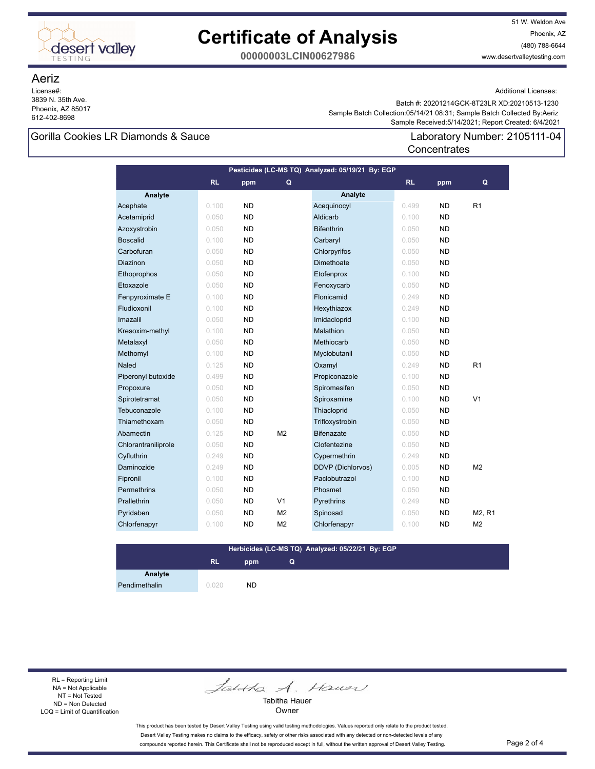# Certificate of Analysis

**00000003LCIN00627986**

51 W. Weldon Ave
Phoenix, AZ
(480) 788-6644
www.desertvalleytesting.com

## Aeriz

License#:
3839 N. 35th Ave.
Phoenix, AZ 85017
612-402-8698

Additional Licenses:

Batch #: 20201214GCK-8T23LR XD:20210513-1230
Sample Batch Collection:05/14/21 08:31; Sample Batch Collected By:Aeriz
Sample Received:5/14/2021; Report Created: 6/4/2021

**Gorilla Cookies LR Diamonds & Sauce**

Laboratory Number: 2105111-04
Concentrates

### Pesticides (LC-MS TQ) Analyzed: 05/19/21 By: EGP

| Analyte | RL | ppm | Q | Analyte | RL | ppm | Q |
|---|---|---|---|---|---|---|---|
| Acephate | 0.100 | ND | | Acequinocyl | 0.499 | ND | R1 |
| Acetamiprid | 0.050 | ND | | Aldicarb | 0.100 | ND | |
| Azoxystrobin | 0.050 | ND | | Bifenthrin | 0.050 | ND | |
| Boscalid | 0.100 | ND | | Carbaryl | 0.050 | ND | |
| Carbofuran | 0.050 | ND | | Chlorpyrifos | 0.050 | ND | |
| Diazinon | 0.050 | ND | | Dimethoate | 0.050 | ND | |
| Ethoprophos | 0.050 | ND | | Etofenprox | 0.100 | ND | |
| Etoxazole | 0.050 | ND | | Fenoxycarb | 0.050 | ND | |
| Fenpyroximate E | 0.100 | ND | | Flonicamid | 0.249 | ND | |
| Fludioxonil | 0.100 | ND | | Hexythiazox | 0.249 | ND | |
| Imazalil | 0.050 | ND | | Imidacloprid | 0.100 | ND | |
| Kresoxim-methyl | 0.100 | ND | | Malathion | 0.050 | ND | |
| Metalaxyl | 0.050 | ND | | Methiocarb | 0.050 | ND | |
| Methomyl | 0.100 | ND | | Myclobutanil | 0.050 | ND | |
| Naled | 0.125 | ND | | Oxamyl | 0.249 | ND | R1 |
| Piperonyl butoxide | 0.499 | ND | | Propiconazole | 0.100 | ND | |
| Propoxure | 0.050 | ND | | Spiromesifen | 0.050 | ND | |
| Spirotetramat | 0.050 | ND | | Spiroxamine | 0.100 | ND | V1 |
| Tebuconazole | 0.100 | ND | | Thiacloprid | 0.050 | ND | |
| Thiamethoxam | 0.050 | ND | | Trifloxystrobin | 0.050 | ND | |
| Abamectin | 0.125 | ND | M2 | Bifenazate | 0.050 | ND | |
| Chlorantraniliprole | 0.050 | ND | | Clofentezine | 0.050 | ND | |
| Cyfluthrin | 0.249 | ND | | Cypermethrin | 0.249 | ND | |
| Daminozide | 0.249 | ND | | DDVP (Dichlorvos) | 0.005 | ND | M2 |
| Fipronil | 0.100 | ND | | Paclobutrazol | 0.100 | ND | |
| Permethrins | 0.050 | ND | | Phosmet | 0.050 | ND | |
| Prallethrin | 0.050 | ND | V1 | Pyrethrins | 0.249 | ND | |
| Pyridaben | 0.050 | ND | M2 | Spinosad | 0.050 | ND | M2, R1 |
| Chlorfenapyr | 0.100 | ND | M2 | Chlorfenapyr | 0.100 | ND | M2 |

### Herbicides (LC-MS TQ) Analyzed: 05/22/21 By: EGP

| Analyte | RL | ppm | Q |
|---|---|---|---|
| Pendimethalin | 0.020 | ND | |

RL = Reporting Limit
NA = Not Applicable
NT = Not Tested
ND = Non Detected
LOQ = Limit of Quantification

Tabitha Hauer
Owner

This product has been tested by Desert Valley Testing using valid testing methodologies. Values reported only relate to the product tested. Desert Valley Testing makes no claims to the efficacy, safety or other risks associated with any detected or non-detected levels of any compounds reported herein. This Certificate shall not be reproduced except in full, without the written approval of Desert Valley Testing.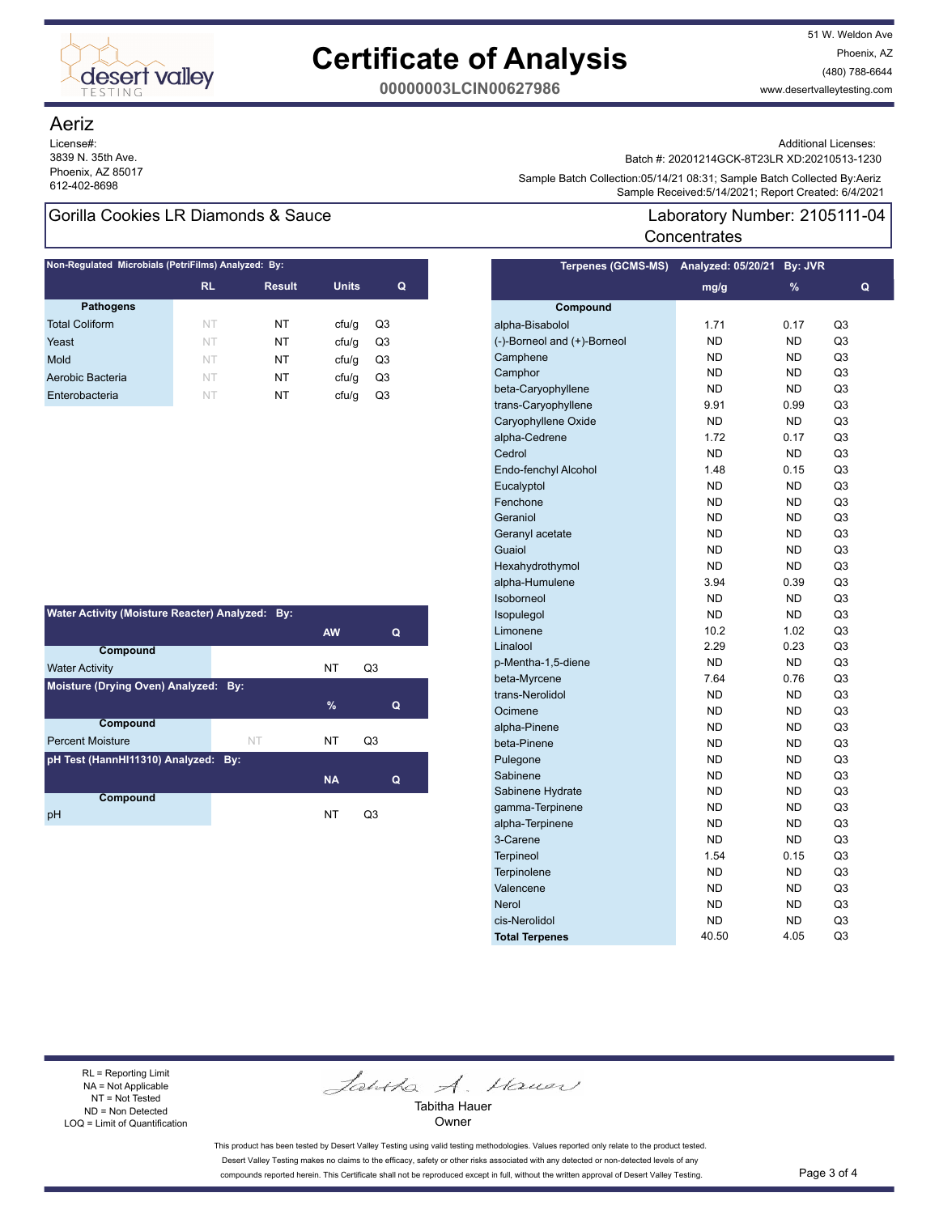# Certificate of Analysis

**00000003LCIN00627986**

51 W. Weldon Ave
Phoenix, AZ
(480) 788-6644
www.desertvalleytesting.com

## Aeriz

License#:
3839 N. 35th Ave.
Phoenix, AZ 85017
612-402-8698

Additional Licenses:
Batch #: 20201214GCK-8T23LR XD:20210513-1230
Sample Batch Collection:05/14/21 08:31; Sample Batch Collected By:Aeriz
Sample Received:5/14/2021; Report Created: 6/4/2021

## Gorilla Cookies LR Diamonds & Sauce

Laboratory Number: 2105111-04
Concentrates

**Non-Regulated Microbials (PetriFilms) Analyzed: By:**

| Pathogens | RL | Result | Units | Q |
|---|---|---|---|---|
| Total Coliform | NT | NT | cfu/g | Q3 |
| Yeast | NT | NT | cfu/g | Q3 |
| Mold | NT | NT | cfu/g | Q3 |
| Aerobic Bacteria | NT | NT | cfu/g | Q3 |
| Enterobacteria | NT | NT | cfu/g | Q3 |

**Water Activity (Moisture Reacter) Analyzed: By:**

| Compound | | AW | Q |
|---|---|---|---|
| Water Activity | | NT | Q3 |

**Moisture (Drying Oven) Analyzed: By:**

| Compound | | % | Q |
|---|---|---|---|
| Percent Moisture | NT | NT | Q3 |

**pH Test (HannHI11310) Analyzed: By:**

| Compound | | NA | Q |
|---|---|---|---|
| pH | | NT | Q3 |

**Terpenes (GCMS-MS) Analyzed: 05/20/21 By: JVR**

| Compound | mg/g | % | Q |
|---|---|---|---|
| alpha-Bisabolol | 1.71 | 0.17 | Q3 |
| (-)-Borneol and (+)-Borneol | ND | ND | Q3 |
| Camphene | ND | ND | Q3 |
| Camphor | ND | ND | Q3 |
| beta-Caryophyllene | ND | ND | Q3 |
| trans-Caryophyllene | 9.91 | 0.99 | Q3 |
| Caryophyllene Oxide | ND | ND | Q3 |
| alpha-Cedrene | 1.72 | 0.17 | Q3 |
| Cedrol | ND | ND | Q3 |
| Endo-fenchyl Alcohol | 1.48 | 0.15 | Q3 |
| Eucalyptol | ND | ND | Q3 |
| Fenchone | ND | ND | Q3 |
| Geraniol | ND | ND | Q3 |
| Geranyl acetate | ND | ND | Q3 |
| Guaiol | ND | ND | Q3 |
| Hexahydrothymol | ND | ND | Q3 |
| alpha-Humulene | 3.94 | 0.39 | Q3 |
| Isoborneol | ND | ND | Q3 |
| Isopulegol | ND | ND | Q3 |
| Limonene | 10.2 | 1.02 | Q3 |
| Linalool | 2.29 | 0.23 | Q3 |
| p-Mentha-1,5-diene | ND | ND | Q3 |
| beta-Myrcene | 7.64 | 0.76 | Q3 |
| trans-Nerolidol | ND | ND | Q3 |
| Ocimene | ND | ND | Q3 |
| alpha-Pinene | ND | ND | Q3 |
| beta-Pinene | ND | ND | Q3 |
| Pulegone | ND | ND | Q3 |
| Sabinene | ND | ND | Q3 |
| Sabinene Hydrate | ND | ND | Q3 |
| gamma-Terpinene | ND | ND | Q3 |
| alpha-Terpinene | ND | ND | Q3 |
| 3-Carene | ND | ND | Q3 |
| Terpineol | 1.54 | 0.15 | Q3 |
| Terpinolene | ND | ND | Q3 |
| Valencene | ND | ND | Q3 |
| Nerol | ND | ND | Q3 |
| cis-Nerolidol | ND | ND | Q3 |
| **Total Terpenes** | 40.50 | 4.05 | Q3 |

RL = Reporting Limit
NA = Not Applicable
NT = Not Tested
ND = Non Detected
LOQ = Limit of Quantification

Tabitha Hauer
Owner

This product has been tested by Desert Valley Testing using valid testing methodologies. Values reported only relate to the product tested. Desert Valley Testing makes no claims to the efficacy, safety or other risks associated with any detected or non-detected levels of any compounds reported herein. This Certificate shall not be reproduced except in full, without the written approval of Desert Valley Testing.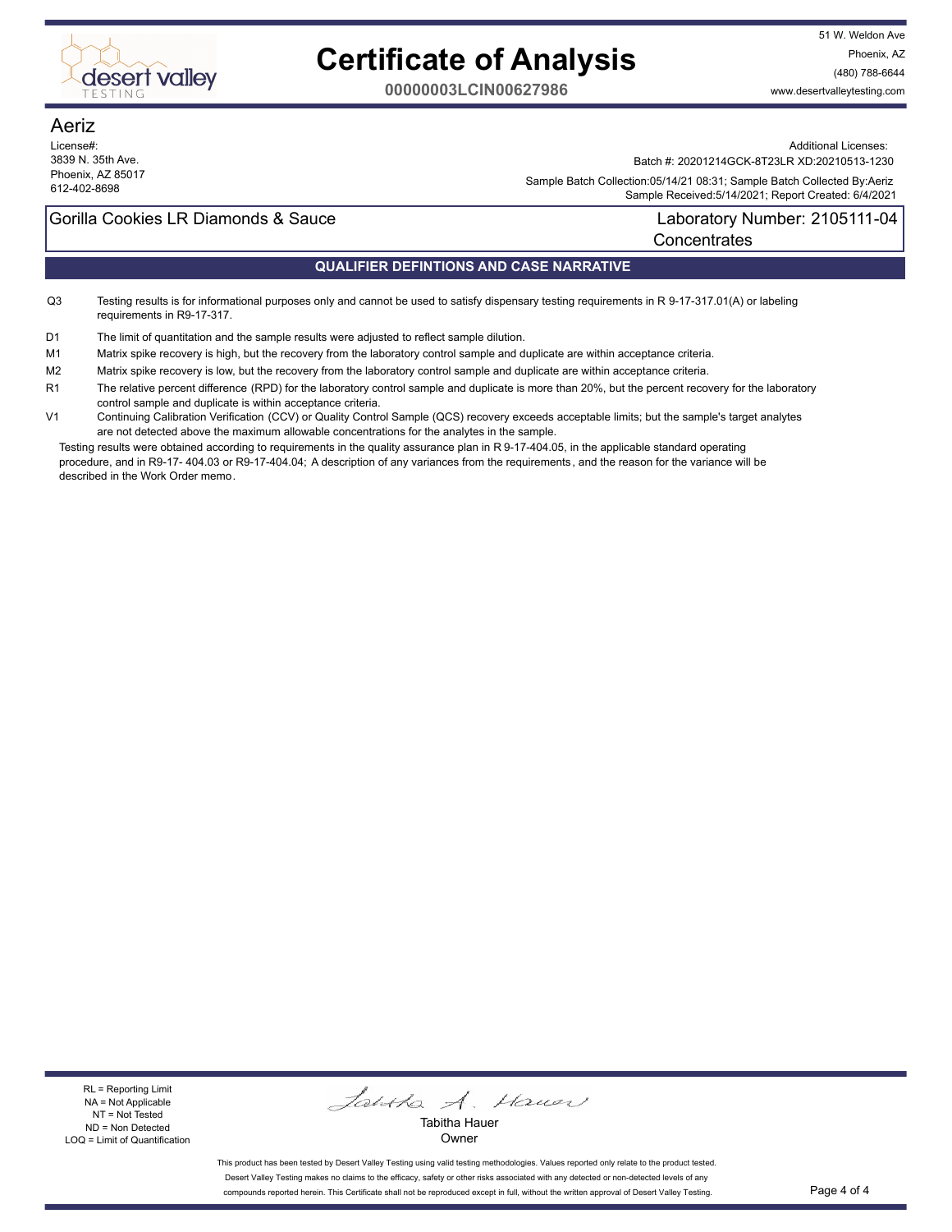# Certificate of Analysis

**00000003LCIN00627986**

51 W. Weldon Ave
Phoenix, AZ
(480) 788-6644
www.desertvalleytesting.com

## Aeriz

License#:
3839 N. 35th Ave.
Phoenix, AZ 85017
612-402-8698

Additional Licenses:
Batch #: 20201214GCK-8T23LR XD:20210513-1230
Sample Batch Collection:05/14/21 08:31; Sample Batch Collected By:Aeriz
Sample Received:5/14/2021; Report Created: 6/4/2021

Gorilla Cookies LR Diamonds & Sauce

Laboratory Number: 2105111-04
Concentrates

### QUALIFIER DEFINTIONS AND CASE NARRATIVE

| | |
|---|---|
| Q3 | Testing results is for informational purposes only and cannot be used to satisfy dispensary testing requirements in R 9-17-317.01(A) or labeling requirements in R9-17-317. |
| D1 | The limit of quantitation and the sample results were adjusted to reflect sample dilution. |
| M1 | Matrix spike recovery is high, but the recovery from the laboratory control sample and duplicate are within acceptance criteria. |
| M2 | Matrix spike recovery is low, but the recovery from the laboratory control sample and duplicate are within acceptance criteria. |
| R1 | The relative percent difference (RPD) for the laboratory control sample and duplicate is more than 20%, but the percent recovery for the laboratory control sample and duplicate is within acceptance criteria. |
| V1 | Continuing Calibration Verification (CCV) or Quality Control Sample (QCS) recovery exceeds acceptable limits; but the sample's target analytes are not detected above the maximum allowable concentrations for the analytes in the sample. |

Testing results were obtained according to requirements in the quality assurance plan in R 9-17-404.05, in the applicable standard operating procedure, and in R9-17- 404.03 or R9-17-404.04; A description of any variances from the requirements, and the reason for the variance will be described in the Work Order memo.

RL = Reporting Limit
NA = Not Applicable
NT = Not Tested
ND = Non Detected
LOQ = Limit of Quantification

Tabitha Hauer
Owner

This product has been tested by Desert Valley Testing using valid testing methodologies. Values reported only relate to the product tested. Desert Valley Testing makes no claims to the efficacy, safety or other risks associated with any detected or non-detected levels of any compounds reported herein. This Certificate shall not be reproduced except in full, without the written approval of Desert Valley Testing.